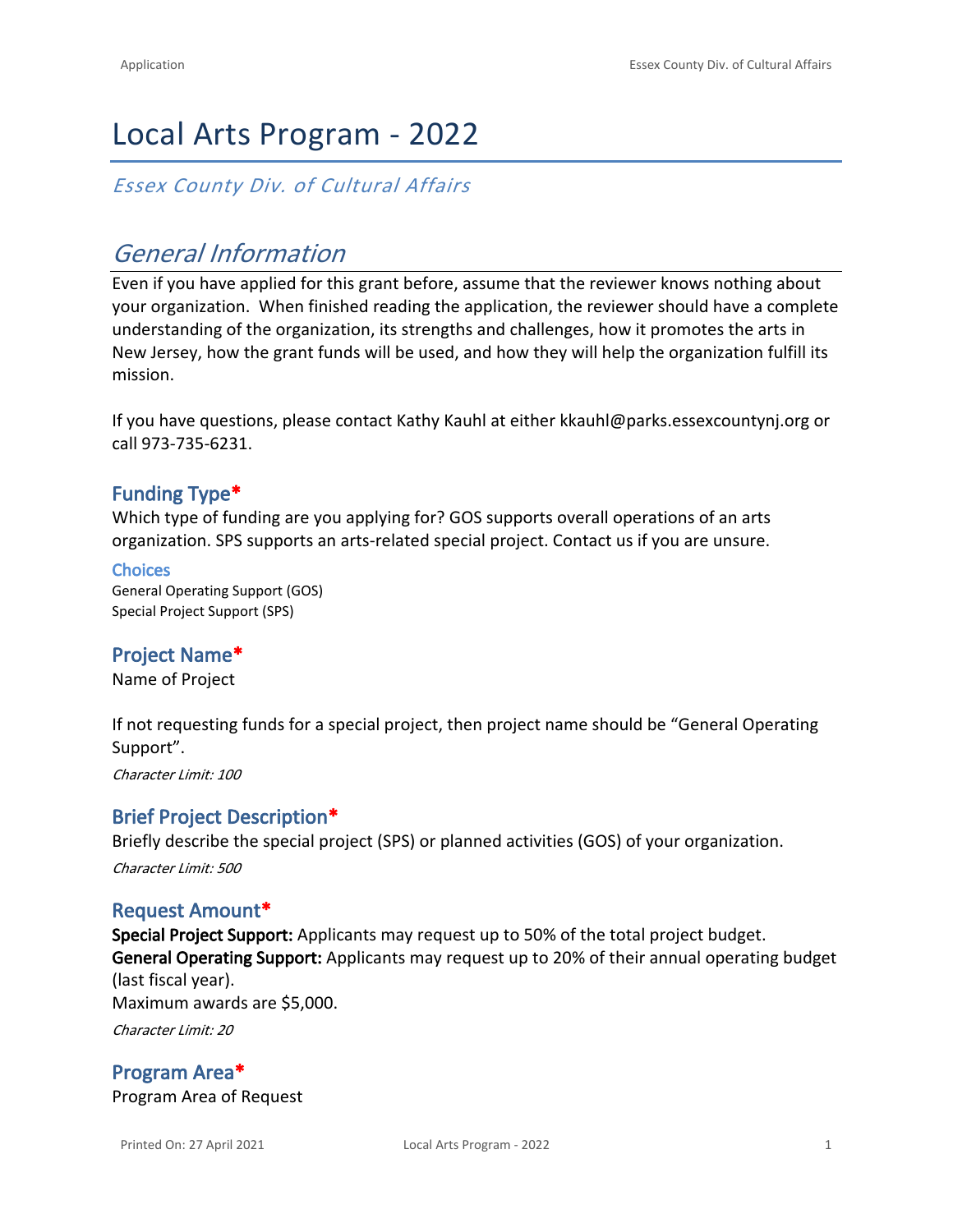# Local Arts Program - 2022

*Essex County Div. of Cultural Affairs*

## *General Information*

Even if you have applied for this grant before, assume that the reviewer knows nothing about your organization. When finished reading the application, the reviewer should have a complete understanding of the organization, its strengths and challenges, how it promotes the arts in New Jersey, how the grant funds will be used, and how they will help the organization fulfill its mission.

If you have questions, please contact Kathy Kauhl at either kkauhl@parks.essexcountynj.org or call 973-735-6231.

### Funding Type*

Which type of funding are you applying for? GOS supports overall operations of an arts organization. SPS supports an arts-related special project. Contact us if you are unsure.

#### Choices

General Operating Support (GOS)
Special Project Support (SPS)

### Project Name*

Name of Project

If not requesting funds for a special project, then project name should be "General Operating Support".

*Character Limit: 100*

### Brief Project Description*

Briefly describe the special project (SPS) or planned activities (GOS) of your organization.

*Character Limit: 500*

### Request Amount*

**Special Project Support:** Applicants may request up to 50% of the total project budget.
**General Operating Support:** Applicants may request up to 20% of their annual operating budget (last fiscal year).
Maximum awards are $5,000.

*Character Limit: 20*

### Program Area*

Program Area of Request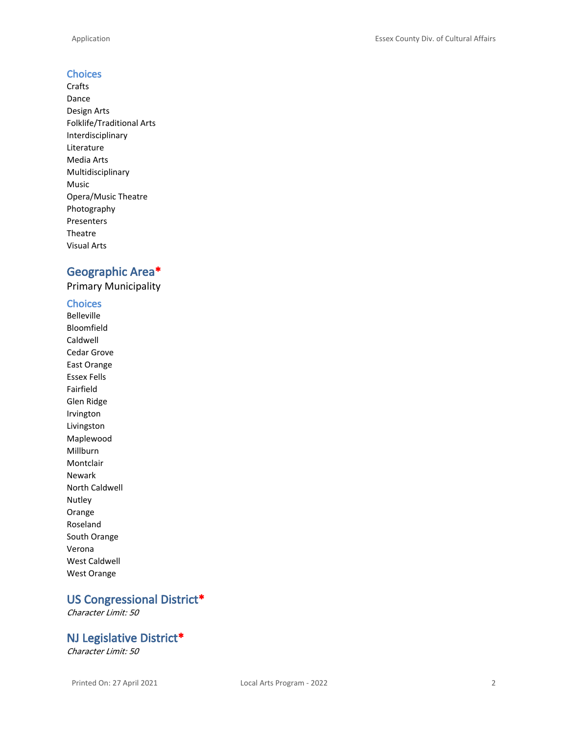### Choices

Crafts
Dance
Design Arts
Folklife/Traditional Arts
Interdisciplinary
Literature
Media Arts
Multidisciplinary
Music
Opera/Music Theatre
Photography
Presenters
Theatre
Visual Arts

## Geographic Area*

Primary Municipality

### Choices

Belleville
Bloomfield
Caldwell
Cedar Grove
East Orange
Essex Fells
Fairfield
Glen Ridge
Irvington
Livingston
Maplewood
Millburn
Montclair
Newark
North Caldwell
Nutley
Orange
Roseland
South Orange
Verona
West Caldwell
West Orange

## US Congressional District*

*Character Limit: 50*

## NJ Legislative District*

*Character Limit: 50*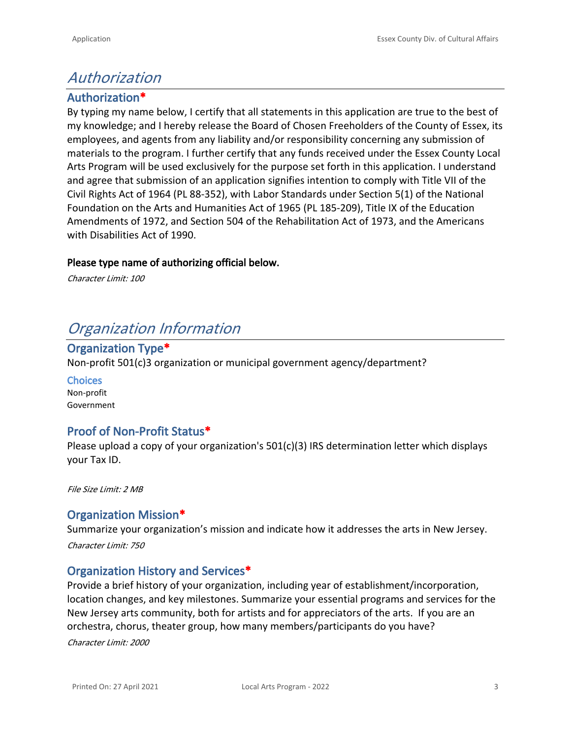# *Authorization*

## Authorization*

By typing my name below, I certify that all statements in this application are true to the best of my knowledge; and I hereby release the Board of Chosen Freeholders of the County of Essex, its employees, and agents from any liability and/or responsibility concerning any submission of materials to the program. I further certify that any funds received under the Essex County Local Arts Program will be used exclusively for the purpose set forth in this application. I understand and agree that submission of an application signifies intention to comply with Title VII of the Civil Rights Act of 1964 (PL 88-352), with Labor Standards under Section 5(1) of the National Foundation on the Arts and Humanities Act of 1965 (PL 185-209), Title IX of the Education Amendments of 1972, and Section 504 of the Rehabilitation Act of 1973, and the Americans with Disabilities Act of 1990.

**Please type name of authorizing official below.**

*Character Limit: 100*

# *Organization Information*

## Organization Type*

Non-profit 501(c)3 organization or municipal government agency/department?

### Choices

Non-profit
Government

## Proof of Non-Profit Status*

Please upload a copy of your organization's 501(c)(3) IRS determination letter which displays your Tax ID.

*File Size Limit: 2 MB*

## Organization Mission*

Summarize your organization's mission and indicate how it addresses the arts in New Jersey.

*Character Limit: 750*

## Organization History and Services*

Provide a brief history of your organization, including year of establishment/incorporation, location changes, and key milestones. Summarize your essential programs and services for the New Jersey arts community, both for artists and for appreciators of the arts. If you are an orchestra, chorus, theater group, how many members/participants do you have?

*Character Limit: 2000*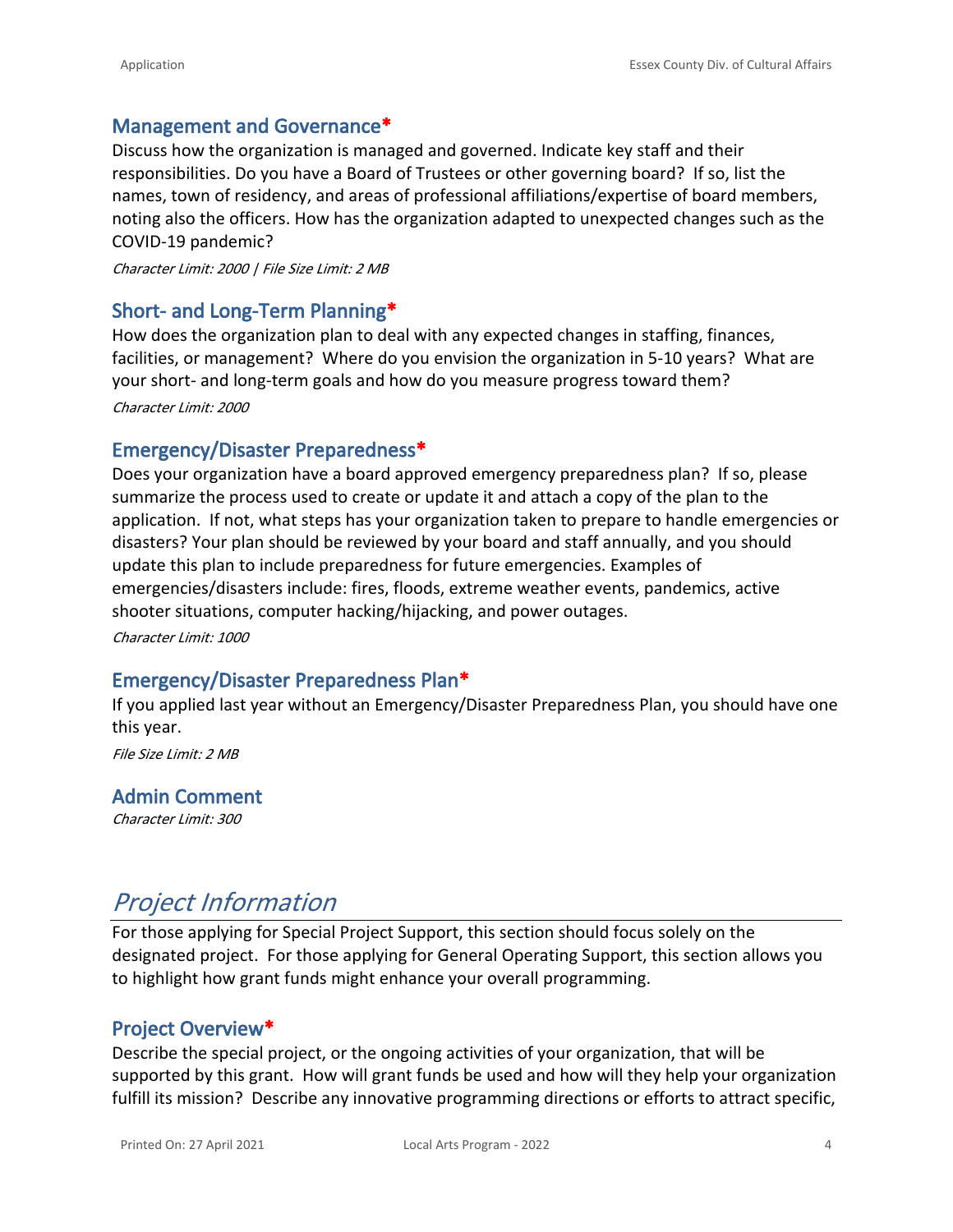### Management and Governance*

Discuss how the organization is managed and governed. Indicate key staff and their responsibilities. Do you have a Board of Trustees or other governing board? If so, list the names, town of residency, and areas of professional affiliations/expertise of board members, noting also the officers. How has the organization adapted to unexpected changes such as the COVID-19 pandemic?

*Character Limit: 2000 | File Size Limit: 2 MB*

### Short- and Long-Term Planning*

How does the organization plan to deal with any expected changes in staffing, finances, facilities, or management? Where do you envision the organization in 5-10 years? What are your short- and long-term goals and how do you measure progress toward them?

*Character Limit: 2000*

### Emergency/Disaster Preparedness*

Does your organization have a board approved emergency preparedness plan? If so, please summarize the process used to create or update it and attach a copy of the plan to the application. If not, what steps has your organization taken to prepare to handle emergencies or disasters? Your plan should be reviewed by your board and staff annually, and you should update this plan to include preparedness for future emergencies. Examples of emergencies/disasters include: fires, floods, extreme weather events, pandemics, active shooter situations, computer hacking/hijacking, and power outages.

*Character Limit: 1000*

### Emergency/Disaster Preparedness Plan*

If you applied last year without an Emergency/Disaster Preparedness Plan, you should have one this year.

*File Size Limit: 2 MB*

### Admin Comment

*Character Limit: 300*

## *Project Information*

For those applying for Special Project Support, this section should focus solely on the designated project. For those applying for General Operating Support, this section allows you to highlight how grant funds might enhance your overall programming.

### Project Overview*

Describe the special project, or the ongoing activities of your organization, that will be supported by this grant. How will grant funds be used and how will they help your organization fulfill its mission? Describe any innovative programming directions or efforts to attract specific,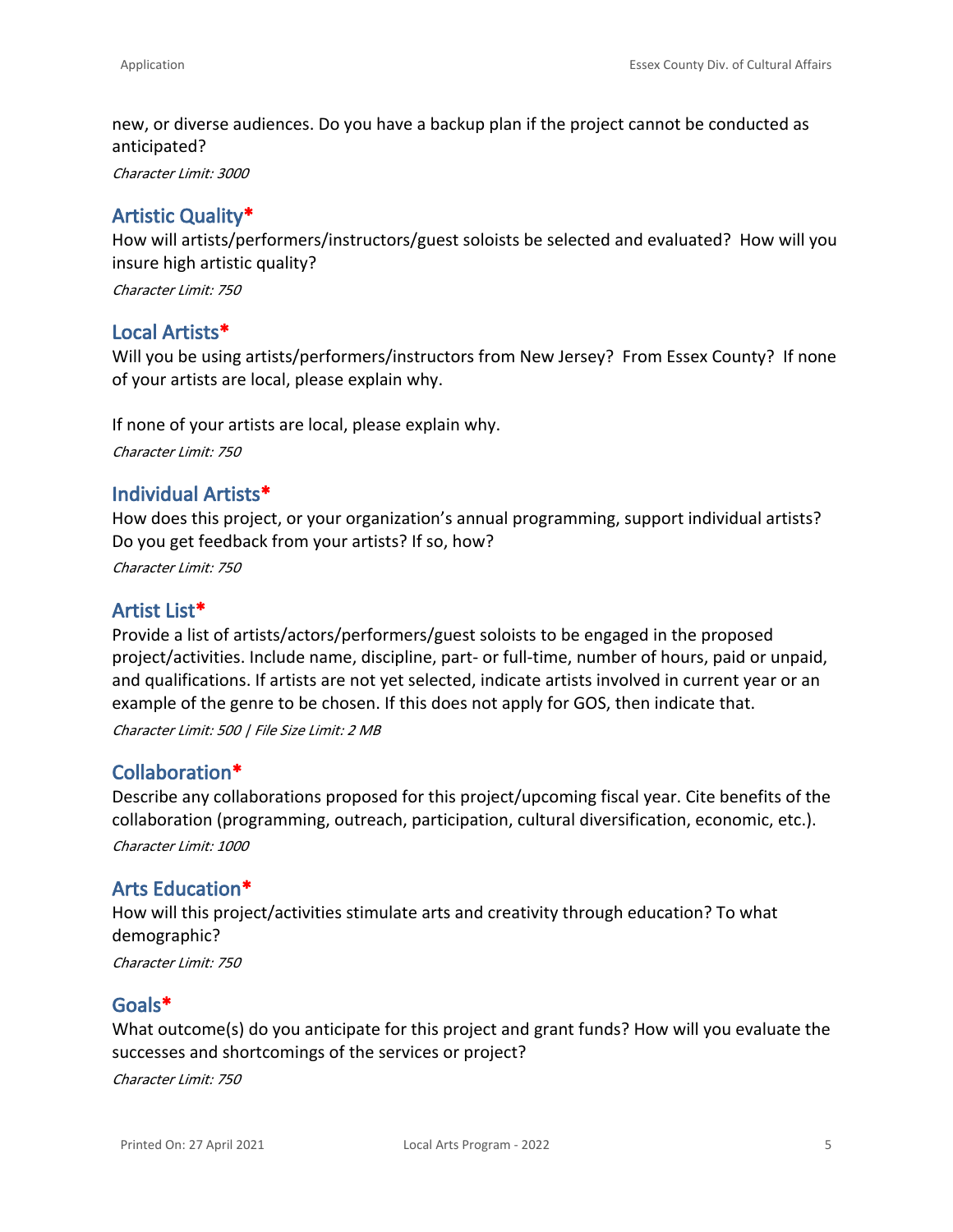new, or diverse audiences. Do you have a backup plan if the project cannot be conducted as anticipated?

*Character Limit: 3000*

## Artistic Quality*

How will artists/performers/instructors/guest soloists be selected and evaluated? How will you insure high artistic quality?

*Character Limit: 750*

## Local Artists*

Will you be using artists/performers/instructors from New Jersey? From Essex County? If none of your artists are local, please explain why.

If none of your artists are local, please explain why.

*Character Limit: 750*

## Individual Artists*

How does this project, or your organization's annual programming, support individual artists? Do you get feedback from your artists? If so, how?

*Character Limit: 750*

## Artist List*

Provide a list of artists/actors/performers/guest soloists to be engaged in the proposed project/activities. Include name, discipline, part- or full-time, number of hours, paid or unpaid, and qualifications. If artists are not yet selected, indicate artists involved in current year or an example of the genre to be chosen. If this does not apply for GOS, then indicate that.

*Character Limit: 500 | File Size Limit: 2 MB*

## Collaboration*

Describe any collaborations proposed for this project/upcoming fiscal year. Cite benefits of the collaboration (programming, outreach, participation, cultural diversification, economic, etc.).

*Character Limit: 1000*

## Arts Education*

How will this project/activities stimulate arts and creativity through education? To what demographic?

*Character Limit: 750*

## Goals*

What outcome(s) do you anticipate for this project and grant funds? How will you evaluate the successes and shortcomings of the services or project?

*Character Limit: 750*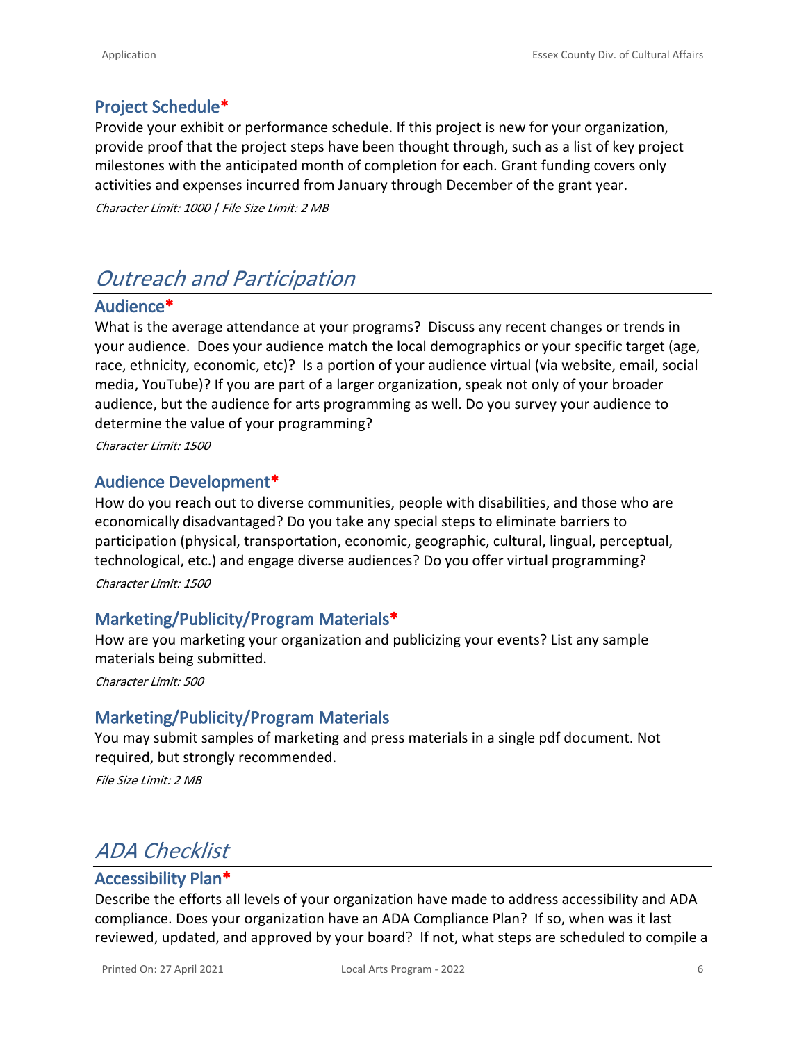### Project Schedule*

Provide your exhibit or performance schedule. If this project is new for your organization, provide proof that the project steps have been thought through, such as a list of key project milestones with the anticipated month of completion for each. Grant funding covers only activities and expenses incurred from January through December of the grant year.

*Character Limit: 1000 | File Size Limit: 2 MB*

## *Outreach and Participation*

### Audience*

What is the average attendance at your programs? Discuss any recent changes or trends in your audience. Does your audience match the local demographics or your specific target (age, race, ethnicity, economic, etc)? Is a portion of your audience virtual (via website, email, social media, YouTube)? If you are part of a larger organization, speak not only of your broader audience, but the audience for arts programming as well. Do you survey your audience to determine the value of your programming?

*Character Limit: 1500*

### Audience Development*

How do you reach out to diverse communities, people with disabilities, and those who are economically disadvantaged? Do you take any special steps to eliminate barriers to participation (physical, transportation, economic, geographic, cultural, lingual, perceptual, technological, etc.) and engage diverse audiences? Do you offer virtual programming?

*Character Limit: 1500*

### Marketing/Publicity/Program Materials*

How are you marketing your organization and publicizing your events? List any sample materials being submitted.

*Character Limit: 500*

### Marketing/Publicity/Program Materials

You may submit samples of marketing and press materials in a single pdf document. Not required, but strongly recommended.

*File Size Limit: 2 MB*

## *ADA Checklist*

### Accessibility Plan*

Describe the efforts all levels of your organization have made to address accessibility and ADA compliance. Does your organization have an ADA Compliance Plan? If so, when was it last reviewed, updated, and approved by your board? If not, what steps are scheduled to compile a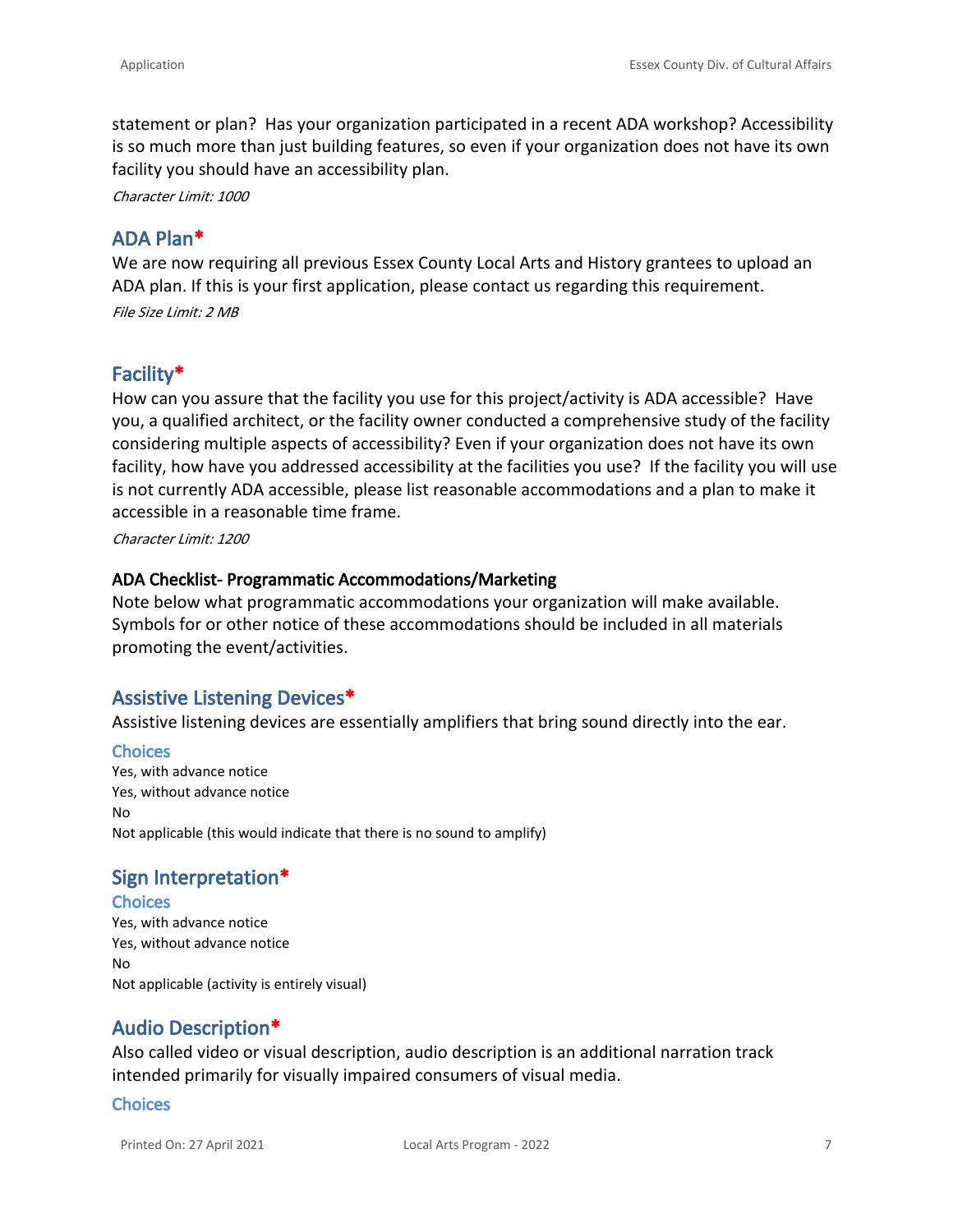statement or plan? Has your organization participated in a recent ADA workshop? Accessibility is so much more than just building features, so even if your organization does not have its own facility you should have an accessibility plan.

*Character Limit: 1000*

## ADA Plan*

We are now requiring all previous Essex County Local Arts and History grantees to upload an ADA plan. If this is your first application, please contact us regarding this requirement.

*File Size Limit: 2 MB*

## Facility*

How can you assure that the facility you use for this project/activity is ADA accessible? Have you, a qualified architect, or the facility owner conducted a comprehensive study of the facility considering multiple aspects of accessibility? Even if your organization does not have its own facility, how have you addressed accessibility at the facilities you use? If the facility you will use is not currently ADA accessible, please list reasonable accommodations and a plan to make it accessible in a reasonable time frame.

*Character Limit: 1200*

**ADA Checklist- Programmatic Accommodations/Marketing**

Note below what programmatic accommodations your organization will make available. Symbols for or other notice of these accommodations should be included in all materials promoting the event/activities.

## Assistive Listening Devices*

Assistive listening devices are essentially amplifiers that bring sound directly into the ear.

### Choices

Yes, with advance notice
Yes, without advance notice
No
Not applicable (this would indicate that there is no sound to amplify)

## Sign Interpretation*

### Choices

Yes, with advance notice
Yes, without advance notice
No
Not applicable (activity is entirely visual)

## Audio Description*

Also called video or visual description, audio description is an additional narration track intended primarily for visually impaired consumers of visual media.

### Choices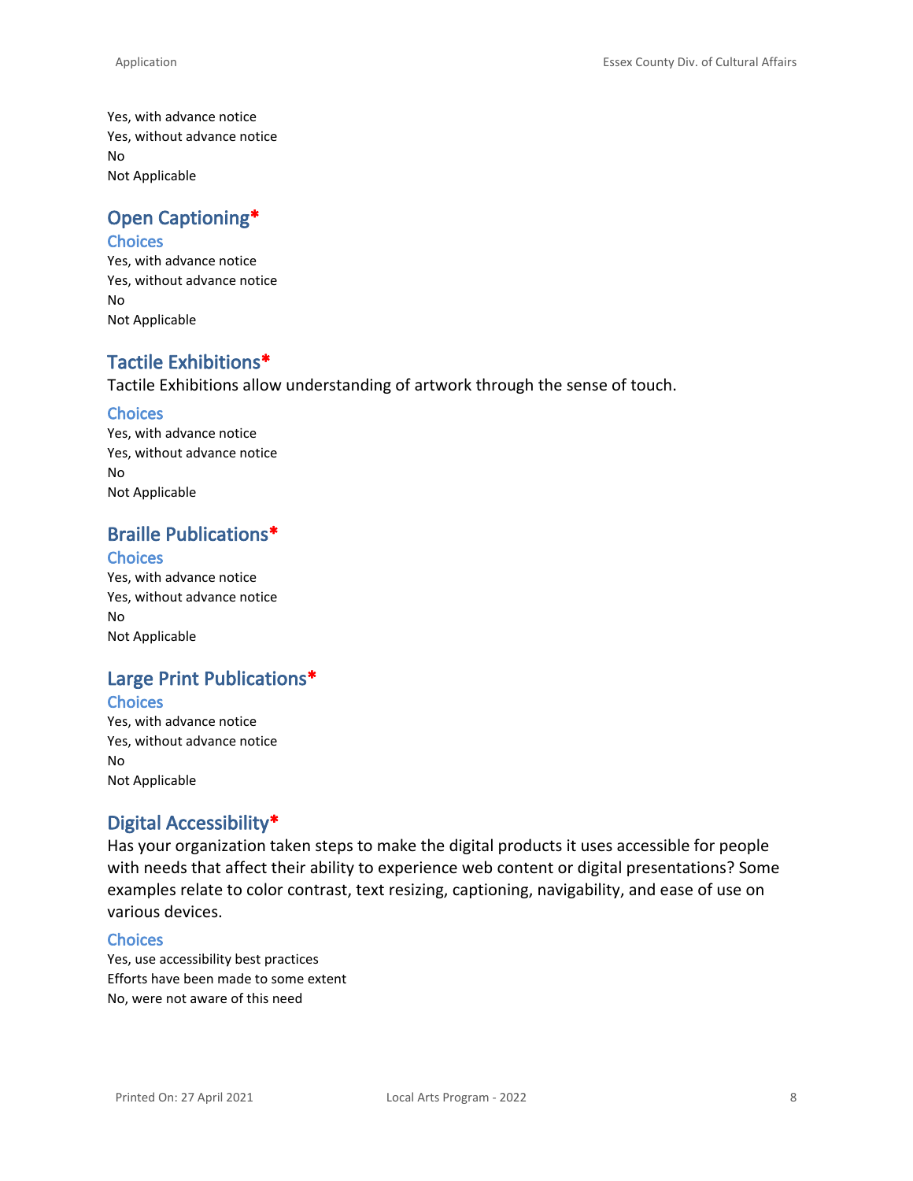Yes, with advance notice
Yes, without advance notice
No
Not Applicable

## Open Captioning*

### Choices

Yes, with advance notice
Yes, without advance notice
No
Not Applicable

## Tactile Exhibitions*

Tactile Exhibitions allow understanding of artwork through the sense of touch.

### Choices

Yes, with advance notice
Yes, without advance notice
No
Not Applicable

## Braille Publications*

### Choices

Yes, with advance notice
Yes, without advance notice
No
Not Applicable

## Large Print Publications*

### Choices

Yes, with advance notice
Yes, without advance notice
No
Not Applicable

## Digital Accessibility*

Has your organization taken steps to make the digital products it uses accessible for people with needs that affect their ability to experience web content or digital presentations? Some examples relate to color contrast, text resizing, captioning, navigability, and ease of use on various devices.

### Choices

Yes, use accessibility best practices
Efforts have been made to some extent
No, were not aware of this need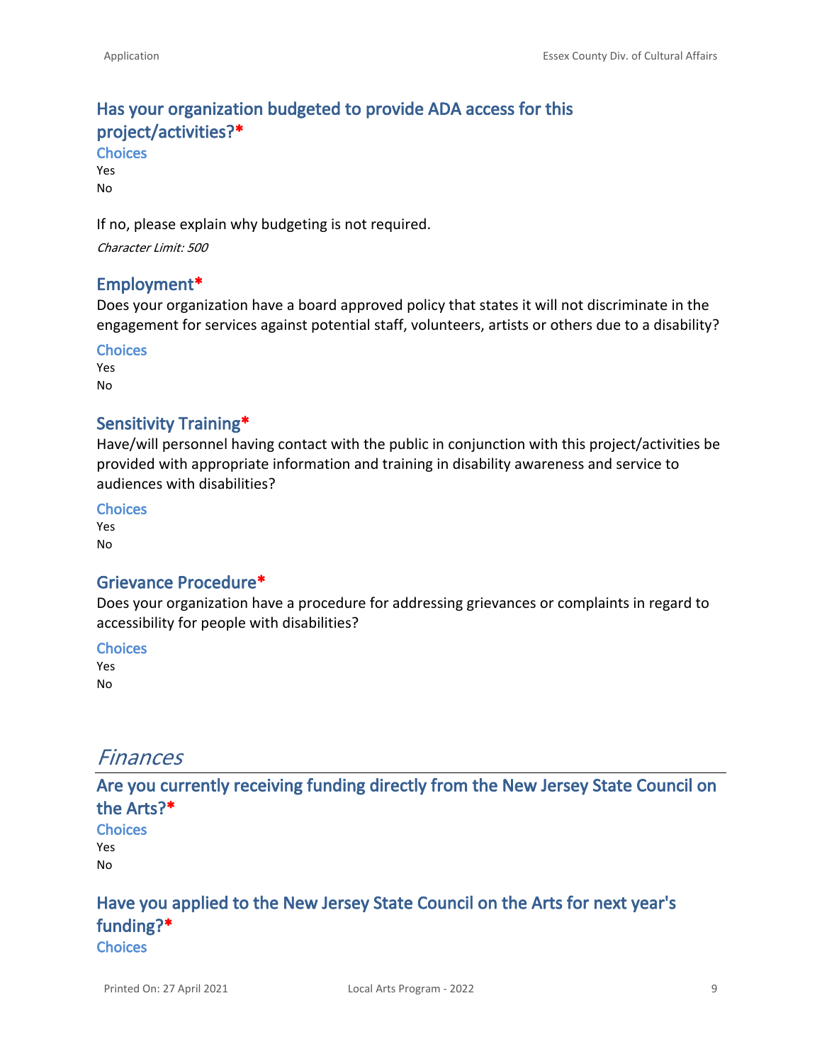### Has your organization budgeted to provide ADA access for this project/activities?*

**Choices**

Yes
No

If no, please explain why budgeting is not required.

*Character Limit: 500*

### Employment*

Does your organization have a board approved policy that states it will not discriminate in the engagement for services against potential staff, volunteers, artists or others due to a disability?

**Choices**

Yes
No

### Sensitivity Training*

Have/will personnel having contact with the public in conjunction with this project/activities be provided with appropriate information and training in disability awareness and service to audiences with disabilities?

**Choices**

Yes
No

### Grievance Procedure*

Does your organization have a procedure for addressing grievances or complaints in regard to accessibility for people with disabilities?

**Choices**

Yes
No

## *Finances*

### Are you currently receiving funding directly from the New Jersey State Council on the Arts?*

**Choices**

Yes
No

### Have you applied to the New Jersey State Council on the Arts for next year's funding?*

**Choices**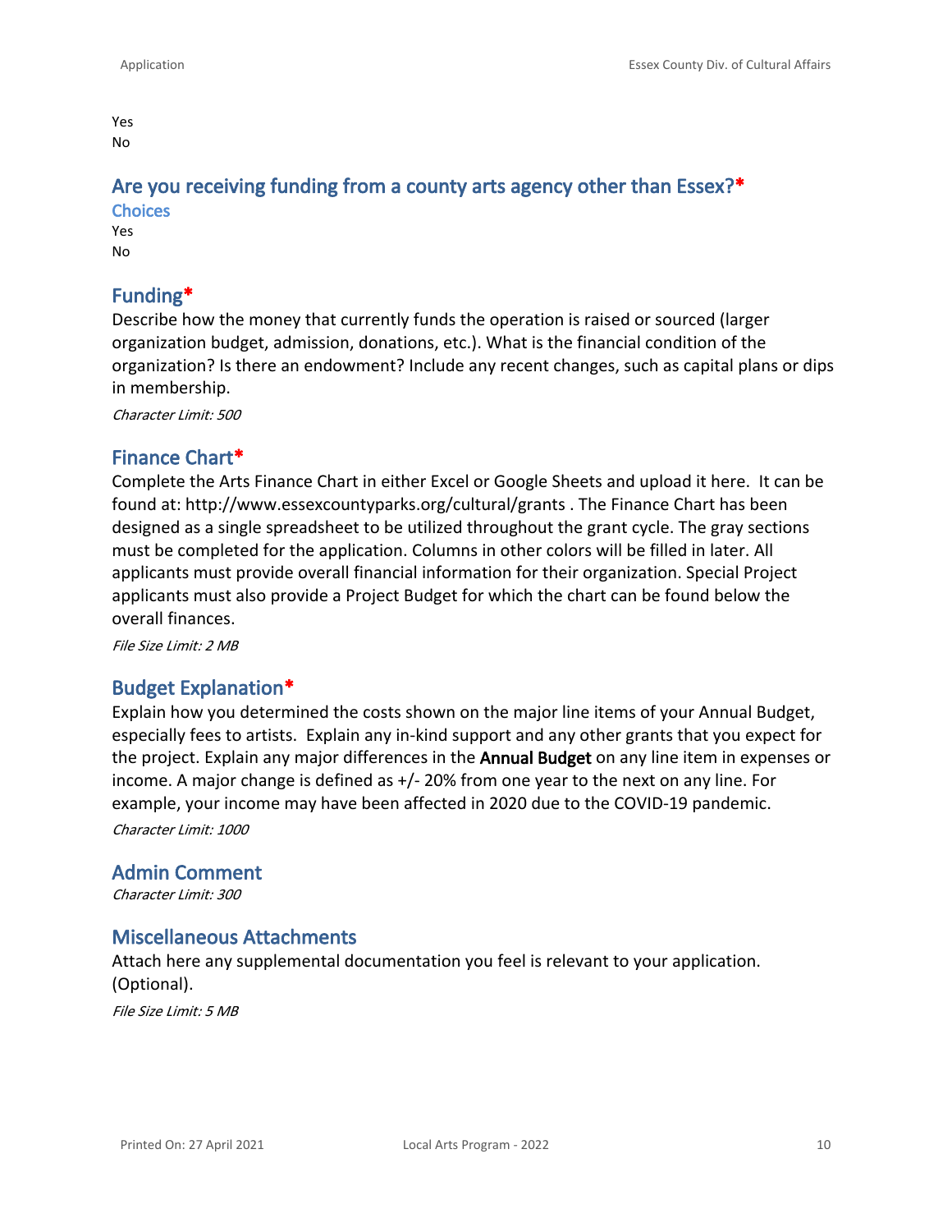Yes
No

## Are you receiving funding from a county arts agency other than Essex?*

### Choices

Yes
No

## Funding*

Describe how the money that currently funds the operation is raised or sourced (larger organization budget, admission, donations, etc.). What is the financial condition of the organization? Is there an endowment? Include any recent changes, such as capital plans or dips in membership.

*Character Limit: 500*

## Finance Chart*

Complete the Arts Finance Chart in either Excel or Google Sheets and upload it here. It can be found at: http://www.essexcountyparks.org/cultural/grants . The Finance Chart has been designed as a single spreadsheet to be utilized throughout the grant cycle. The gray sections must be completed for the application. Columns in other colors will be filled in later. All applicants must provide overall financial information for their organization. Special Project applicants must also provide a Project Budget for which the chart can be found below the overall finances.

*File Size Limit: 2 MB*

## Budget Explanation*

Explain how you determined the costs shown on the major line items of your Annual Budget, especially fees to artists. Explain any in-kind support and any other grants that you expect for the project. Explain any major differences in the **Annual Budget** on any line item in expenses or income. A major change is defined as +/- 20% from one year to the next on any line. For example, your income may have been affected in 2020 due to the COVID-19 pandemic.

*Character Limit: 1000*

## Admin Comment

*Character Limit: 300*

## Miscellaneous Attachments

Attach here any supplemental documentation you feel is relevant to your application. (Optional).

*File Size Limit: 5 MB*